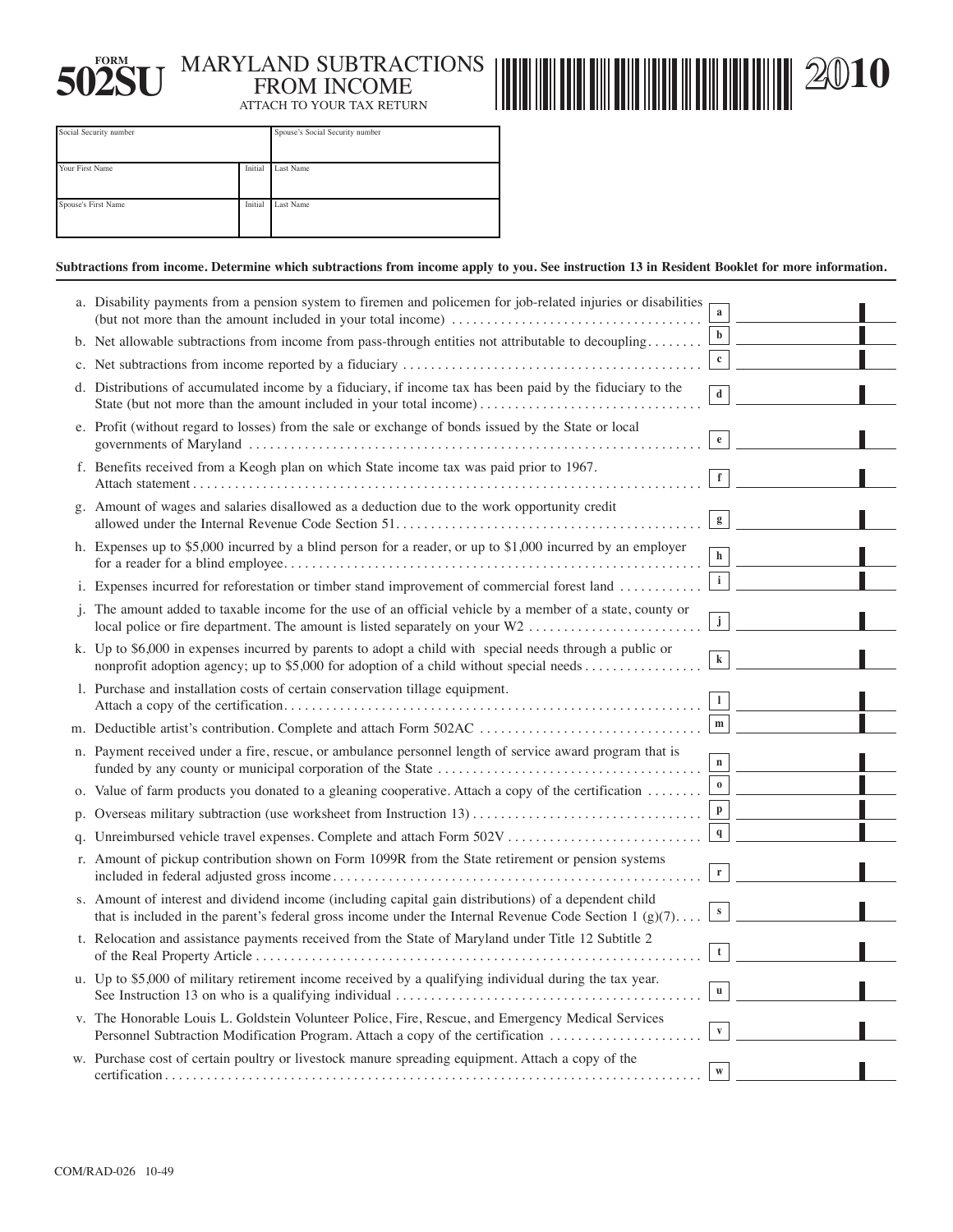FORM **502SU**

# MARYLAND SUBTRACTIONS FROM INCOME

ATTACH TO YOUR TAX RETURN

**2010**

| Social Security number | | Spouse's Social Security number |
|---|---|---|
| Your First Name | Initial | Last Name |
| Spouse's First Name | Initial | Last Name |

**Subtractions from income. Determine which subtractions from income apply to you. See instruction 13 in Resident Booklet for more information.**

| | | |
|---|---|---|
| a. Disability payments from a pension system to firemen and policemen for job-related injuries or disabilities (but not more than the amount included in your total income) | a | |
| b. Net allowable subtractions from income from pass-through entities not attributable to decoupling | b | |
| c. Net subtractions from income reported by a fiduciary | c | |
| d. Distributions of accumulated income by a fiduciary, if income tax has been paid by the fiduciary to the State (but not more than the amount included in your total income) | d | |
| e. Profit (without regard to losses) from the sale or exchange of bonds issued by the State or local governments of Maryland | e | |
| f. Benefits received from a Keogh plan on which State income tax was paid prior to 1967. Attach statement | f | |
| g. Amount of wages and salaries disallowed as a deduction due to the work opportunity credit allowed under the Internal Revenue Code Section 51 | g | |
| h. Expenses up to $5,000 incurred by a blind person for a reader, or up to $1,000 incurred by an employer for a reader for a blind employee | h | |
| i. Expenses incurred for reforestation or timber stand improvement of commercial forest land | i | |
| j. The amount added to taxable income for the use of an official vehicle by a member of a state, county or local police or fire department. The amount is listed separately on your W2 | j | |
| k. Up to $6,000 in expenses incurred by parents to adopt a child with special needs through a public or nonprofit adoption agency; up to $5,000 for adoption of a child without special needs | k | |
| l. Purchase and installation costs of certain conservation tillage equipment. Attach a copy of the certification | l | |
| m. Deductible artist's contribution. Complete and attach Form 502AC | m | |
| n. Payment received under a fire, rescue, or ambulance personnel length of service award program that is funded by any county or municipal corporation of the State | n | |
| o. Value of farm products you donated to a gleaning cooperative. Attach a copy of the certification | o | |
| p. Overseas military subtraction (use worksheet from Instruction 13) | p | |
| q. Unreimbursed vehicle travel expenses. Complete and attach Form 502V | q | |
| r. Amount of pickup contribution shown on Form 1099R from the State retirement or pension systems included in federal adjusted gross income | r | |
| s. Amount of interest and dividend income (including capital gain distributions) of a dependent child that is included in the parent's federal gross income under the Internal Revenue Code Section 1 (g)(7) | s | |
| t. Relocation and assistance payments received from the State of Maryland under Title 12 Subtitle 2 of the Real Property Article | t | |
| u. Up to $5,000 of military retirement income received by a qualifying individual during the tax year. See Instruction 13 on who is a qualifying individual | u | |
| v. The Honorable Louis L. Goldstein Volunteer Police, Fire, Rescue, and Emergency Medical Services Personnel Subtraction Modification Program. Attach a copy of the certification | v | |
| w. Purchase cost of certain poultry or livestock manure spreading equipment. Attach a copy of the certification | w | |

COM/RAD-026 10-49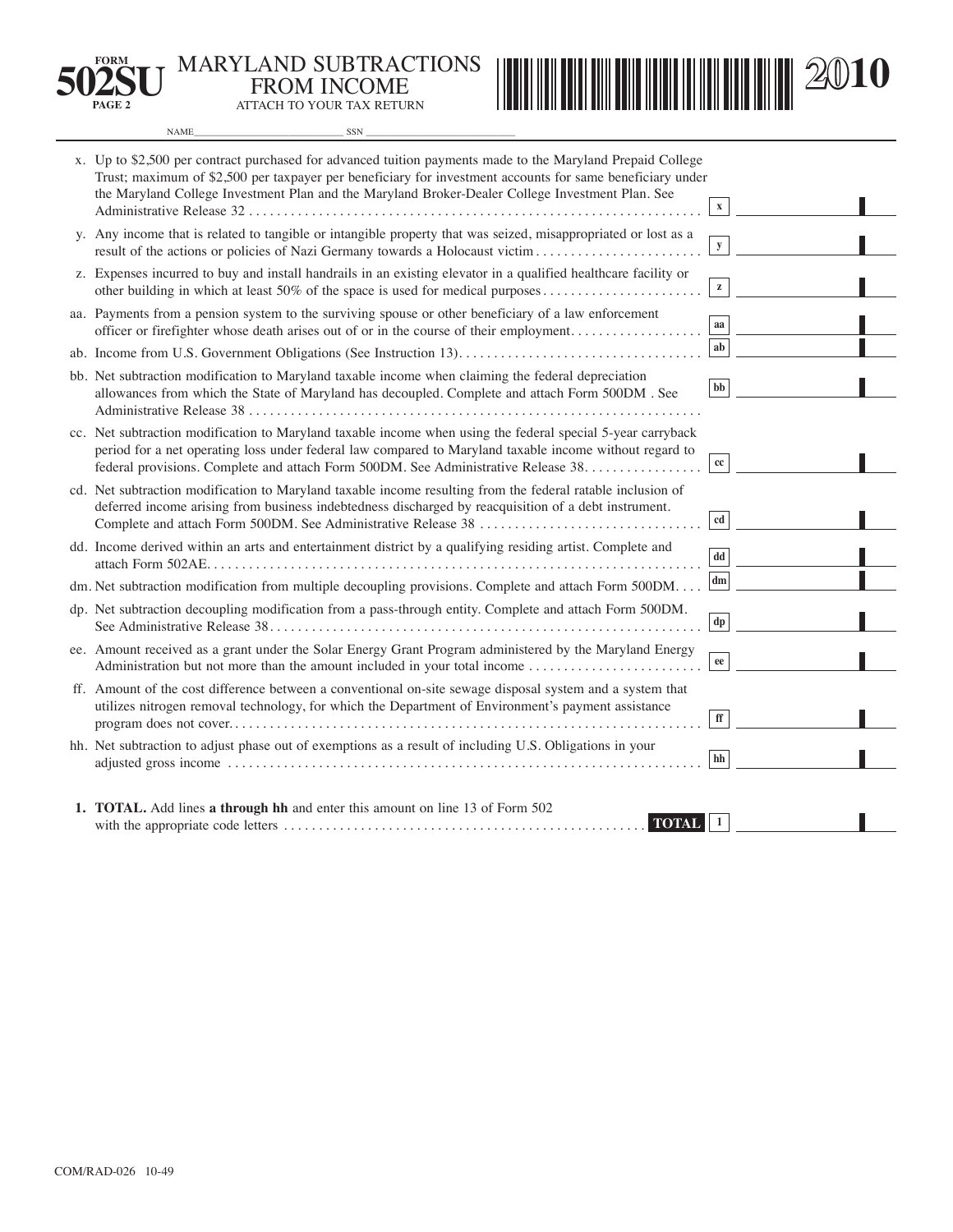# FORM 502SU PAGE 2

## MARYLAND SUBTRACTIONS FROM INCOME

ATTACH TO YOUR TAX RETURN

**2010**

NAME\_\_\_\_\_\_\_\_\_\_\_\_\_\_\_\_\_\_\_\_\_\_\_\_\_\_\_\_ SSN \_\_\_\_\_\_\_\_\_\_\_\_\_\_\_\_\_\_\_\_\_\_\_\_\_\_\_\_

| | | |
|---|---|---|
| x. Up to $2,500 per contract purchased for advanced tuition payments made to the Maryland Prepaid College Trust; maximum of $2,500 per taxpayer per beneficiary for investment accounts for same beneficiary under the Maryland College Investment Plan and the Maryland Broker-Dealer College Investment Plan. See Administrative Release 32 | x | |
| y. Any income that is related to tangible or intangible property that was seized, misappropriated or lost as a result of the actions or policies of Nazi Germany towards a Holocaust victim | y | |
| z. Expenses incurred to buy and install handrails in an existing elevator in a qualified healthcare facility or other building in which at least 50% of the space is used for medical purposes | z | |
| aa. Payments from a pension system to the surviving spouse or other beneficiary of a law enforcement officer or firefighter whose death arises out of or in the course of their employment | aa | |
| ab. Income from U.S. Government Obligations (See Instruction 13) | ab | |
| bb. Net subtraction modification to Maryland taxable income when claiming the federal depreciation allowances from which the State of Maryland has decoupled. Complete and attach Form 500DM . See Administrative Release 38 | bb | |
| cc. Net subtraction modification to Maryland taxable income when using the federal special 5-year carryback period for a net operating loss under federal law compared to Maryland taxable income without regard to federal provisions. Complete and attach Form 500DM. See Administrative Release 38 | cc | |
| cd. Net subtraction modification to Maryland taxable income resulting from the federal ratable inclusion of deferred income arising from business indebtedness discharged by reacquisition of a debt instrument. Complete and attach Form 500DM. See Administrative Release 38 | cd | |
| dd. Income derived within an arts and entertainment district by a qualifying residing artist. Complete and attach Form 502AE | dd | |
| dm. Net subtraction modification from multiple decoupling provisions. Complete and attach Form 500DM | dm | |
| dp. Net subtraction decoupling modification from a pass-through entity. Complete and attach Form 500DM. See Administrative Release 38 | dp | |
| ee. Amount received as a grant under the Solar Energy Grant Program administered by the Maryland Energy Administration but not more than the amount included in your total income | ee | |
| ff. Amount of the cost difference between a conventional on-site sewage disposal system and a system that utilizes nitrogen removal technology, for which the Department of Environment's payment assistance program does not cover | ff | |
| hh. Net subtraction to adjust phase out of exemptions as a result of including U.S. Obligations in your adjusted gross income | hh | |
| **1. TOTAL.** Add lines **a through hh** and enter this amount on line 13 of Form 502 with the appropriate code letters **TOTAL** | 1 | |

COM/RAD-026 10-49